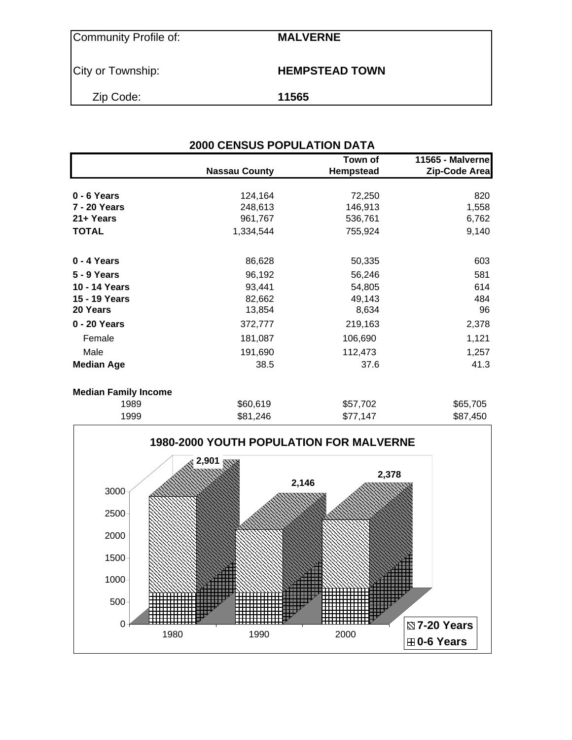| Community Profile of: | MALVERNE |
|---|---|
| City or Township: | HEMPSTEAD TOWN |
| Zip Code: | 11565 |

## 2000 CENSUS POPULATION DATA

| | Nassau County | Town of Hempstead | 11565 - Malverne Zip-Code Area |
|---|---|---|---|
| **0 - 6 Years** | 124,164 | 72,250 | 820 |
| **7 - 20 Years** | 248,613 | 146,913 | 1,558 |
| **21+ Years** | 961,767 | 536,761 | 6,762 |
| **TOTAL** | 1,334,544 | 755,924 | 9,140 |
| | | | |
| **0 - 4 Years** | 86,628 | 50,335 | 603 |
| **5 - 9 Years** | 96,192 | 56,246 | 581 |
| **10 - 14 Years** | 93,441 | 54,805 | 614 |
| **15 - 19 Years** | 82,662 | 49,143 | 484 |
| **20 Years** | 13,854 | 8,634 | 96 |
| **0 - 20 Years** | 372,777 | 219,163 | 2,378 |
| Female | 181,087 | 106,690 | 1,121 |
| Male | 191,690 | 112,473 | 1,257 |
| **Median Age** | 38.5 | 37.6 | 41.3 |
| | | | |
| **Median Family Income** | | | |
| 1989 | $60,619 | $57,702 | $65,705 |
| 1999 | $81,246 | $77,147 | $87,450 |

**1980-2000 YOUTH POPULATION FOR MALVERNE**

| Year | Total (0-20 Years) |
|---|---|
| 1980 | 2,901 |
| 1990 | 2,146 |
| 2000 | 2,378 |

Legend: 7-20 Years; 0-6 Years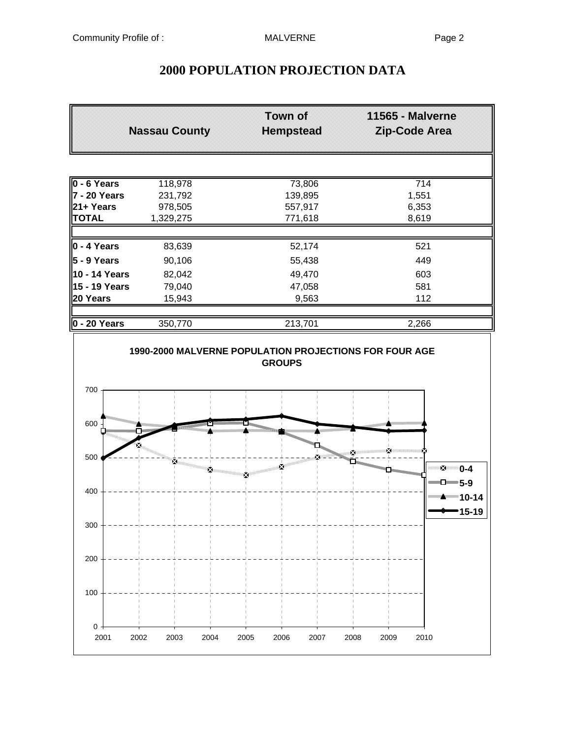# 2000 POPULATION PROJECTION DATA

| | Nassau County | Town of Hempstead | 11565 - Malverne Zip-Code Area |
|---|---|---|---|
| **0 - 6 Years** | 118,978 | 73,806 | 714 |
| **7 - 20 Years** | 231,792 | 139,895 | 1,551 |
| **21+ Years** | 978,505 | 557,917 | 6,353 |
| **TOTAL** | 1,329,275 | 771,618 | 8,619 |
| | | | |
| **0 - 4 Years** | 83,639 | 52,174 | 521 |
| **5 - 9 Years** | 90,106 | 55,438 | 449 |
| **10 - 14 Years** | 82,042 | 49,470 | 603 |
| **15 - 19 Years** | 79,040 | 47,058 | 581 |
| **20 Years** | 15,943 | 9,563 | 112 |
| | | | |
| **0 - 20 Years** | 350,770 | 213,701 | 2,266 |

**1990-2000 MALVERNE POPULATION PROJECTIONS FOR FOUR AGE GROUPS**

Legend: 0-4, 5-9, 10-14, 15-19

Y-axis: 0, 100, 200, 300, 400, 500, 600, 700

X-axis: 2001, 2002, 2003, 2004, 2005, 2006, 2007, 2008, 2009, 2010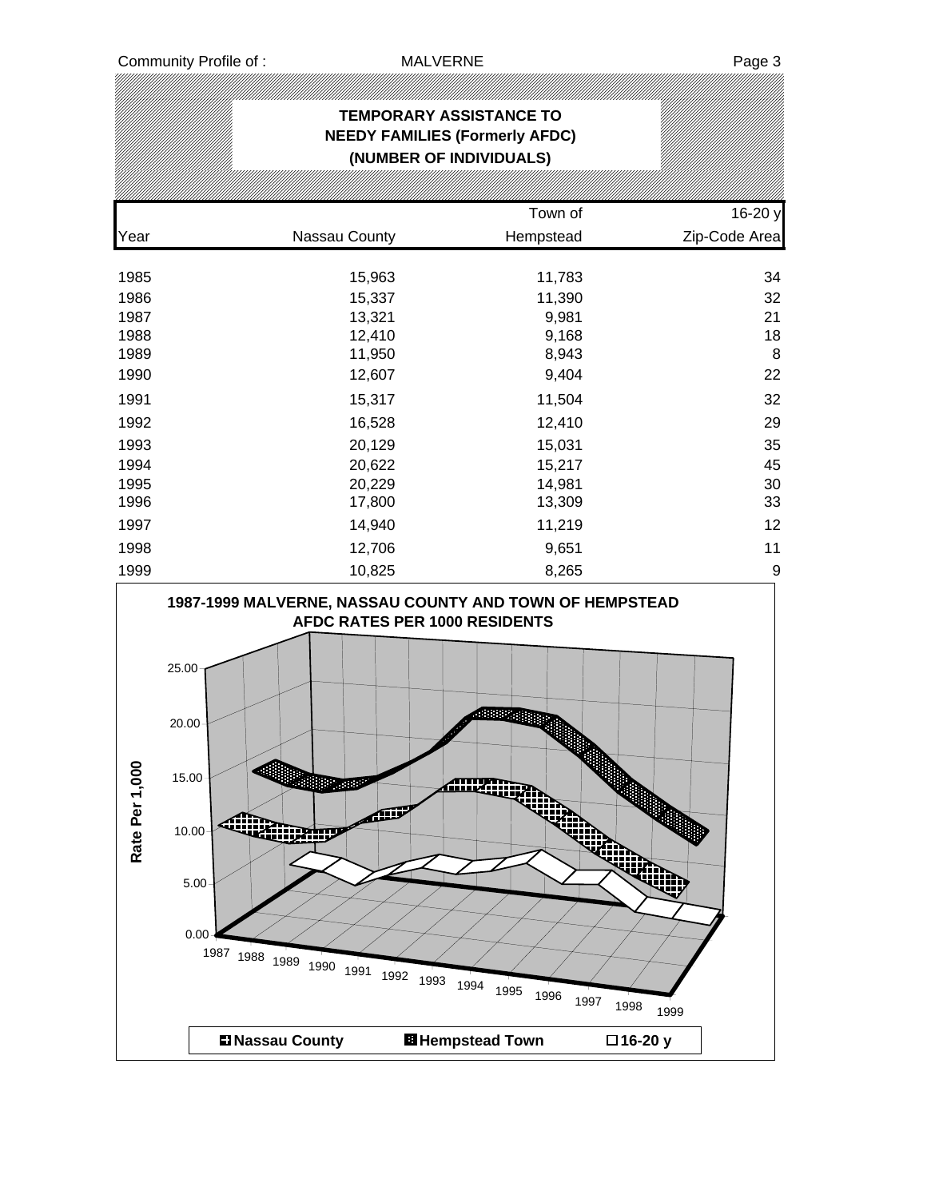## TEMPORARY ASSISTANCE TO NEEDY FAMILIES (Formerly AFDC) (NUMBER OF INDIVIDUALS)

| Year | Nassau County | Town of Hempstead | 16-20 y Zip-Code Area |
|---|---|---|---|
| 1985 | 15,963 | 11,783 | 34 |
| 1986 | 15,337 | 11,390 | 32 |
| 1987 | 13,321 | 9,981 | 21 |
| 1988 | 12,410 | 9,168 | 18 |
| 1989 | 11,950 | 8,943 | 8 |
| 1990 | 12,607 | 9,404 | 22 |
| 1991 | 15,317 | 11,504 | 32 |
| 1992 | 16,528 | 12,410 | 29 |
| 1993 | 20,129 | 15,031 | 35 |
| 1994 | 20,622 | 15,217 | 45 |
| 1995 | 20,229 | 14,981 | 30 |
| 1996 | 17,800 | 13,309 | 33 |
| 1997 | 14,940 | 11,219 | 12 |
| 1998 | 12,706 | 9,651 | 11 |
| 1999 | 10,825 | 8,265 | 9 |

**1987-1999 MALVERNE, NASSAU COUNTY AND TOWN OF HEMPSTEAD AFDC RATES PER 1000 RESIDENTS**

Rate Per 1,000: 0.00, 5.00, 10.00, 15.00, 20.00, 25.00

Years: 1987, 1988, 1989, 1990, 1991, 1992, 1993, 1994, 1995, 1996, 1997, 1998, 1999

Legend: Nassau County, Hempstead Town, 16-20 y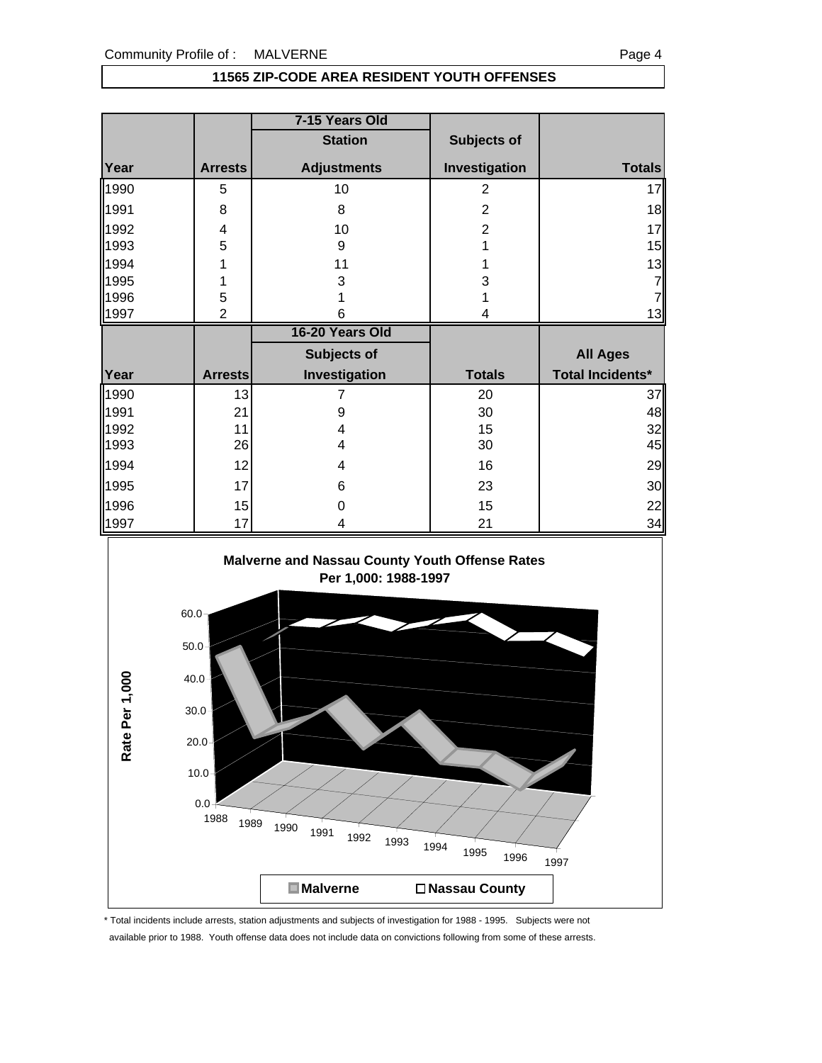## 11565 ZIP-CODE AREA RESIDENT YOUTH OFFENSES

| | | 7-15 Years Old | | |
|---|---|---|---|---|
| | | Station | Subjects of | |
| Year | Arrests | Adjustments | Investigation | Totals |
| 1990 | 5 | 10 | 2 | 17 |
| 1991 | 8 | 8 | 2 | 18 |
| 1992 | 4 | 10 | 2 | 17 |
| 1993 | 5 | 9 | 1 | 15 |
| 1994 | 1 | 11 | 1 | 13 |
| 1995 | 1 | 3 | 3 | 7 |
| 1996 | 5 | 1 | 1 | 7 |
| 1997 | 2 | 6 | 4 | 13 |

| | | 16-20 Years Old | | |
|---|---|---|---|---|
| | | Subjects of | | All Ages |
| Year | Arrests | Investigation | Totals | Total Incidents* |
| 1990 | 13 | 7 | 20 | 37 |
| 1991 | 21 | 9 | 30 | 48 |
| 1992 | 11 | 4 | 15 | 32 |
| 1993 | 26 | 4 | 30 | 45 |
| 1994 | 12 | 4 | 16 | 29 |
| 1995 | 17 | 6 | 23 | 30 |
| 1996 | 15 | 0 | 15 | 22 |
| 1997 | 17 | 4 | 21 | 34 |

**Malverne and Nassau County Youth Offense Rates Per 1,000: 1988-1997**

\* Total incidents include arrests, station adjustments and subjects of investigation for 1988 - 1995. Subjects were not available prior to 1988. Youth offense data does not include data on convictions following from some of these arrests.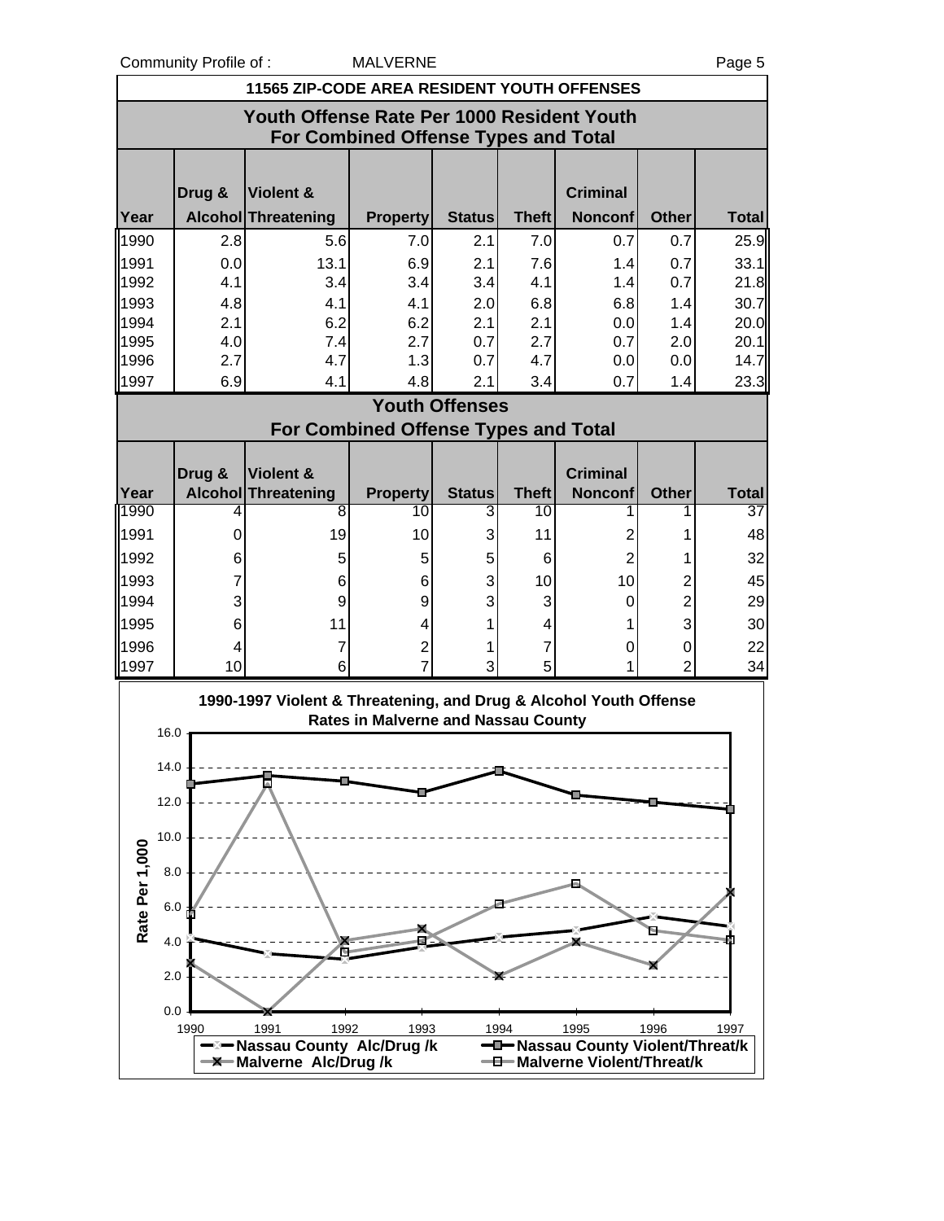## 11565 ZIP-CODE AREA RESIDENT YOUTH OFFENSES

### Youth Offense Rate Per 1000 Resident Youth For Combined Offense Types and Total

| Year | Drug & Alcohol | Violent & Threatening | Property | Status | Theft | Criminal Nonconf | Other | Total |
|---|---|---|---|---|---|---|---|---|
| 1990 | 2.8 | 5.6 | 7.0 | 2.1 | 7.0 | 0.7 | 0.7 | 25.9 |
| 1991 | 0.0 | 13.1 | 6.9 | 2.1 | 7.6 | 1.4 | 0.7 | 33.1 |
| 1992 | 4.1 | 3.4 | 3.4 | 3.4 | 4.1 | 1.4 | 0.7 | 21.8 |
| 1993 | 4.8 | 4.1 | 4.1 | 2.0 | 6.8 | 6.8 | 1.4 | 30.7 |
| 1994 | 2.1 | 6.2 | 6.2 | 2.1 | 2.1 | 0.0 | 1.4 | 20.0 |
| 1995 | 4.0 | 7.4 | 2.7 | 0.7 | 2.7 | 0.7 | 2.0 | 20.1 |
| 1996 | 2.7 | 4.7 | 1.3 | 0.7 | 4.7 | 0.0 | 0.0 | 14.7 |
| 1997 | 6.9 | 4.1 | 4.8 | 2.1 | 3.4 | 0.7 | 1.4 | 23.3 |

### Youth Offenses For Combined Offense Types and Total

| Year | Drug & Alcohol | Violent & Threatening | Property | Status | Theft | Criminal Nonconf | Other | Total |
|---|---|---|---|---|---|---|---|---|
| 1990 | 4 | 8 | 10 | 3 | 10 | 1 | 1 | 37 |
| 1991 | 0 | 19 | 10 | 3 | 11 | 2 | 1 | 48 |
| 1992 | 6 | 5 | 5 | 5 | 6 | 2 | 1 | 32 |
| 1993 | 7 | 6 | 6 | 3 | 10 | 10 | 2 | 45 |
| 1994 | 3 | 9 | 9 | 3 | 3 | 0 | 2 | 29 |
| 1995 | 6 | 11 | 4 | 1 | 4 | 1 | 3 | 30 |
| 1996 | 4 | 7 | 2 | 1 | 7 | 0 | 0 | 22 |
| 1997 | 10 | 6 | 7 | 3 | 5 | 1 | 2 | 34 |

### 1990-1997 Violent & Threatening, and Drug & Alcohol Youth Offense Rates in Malverne and Nassau County

Rate Per 1,000

Legend: Nassau County Alc/Drug /k; Nassau County Violent/Threat/k; Malverne Alc/Drug /k; Malverne Violent/Threat/k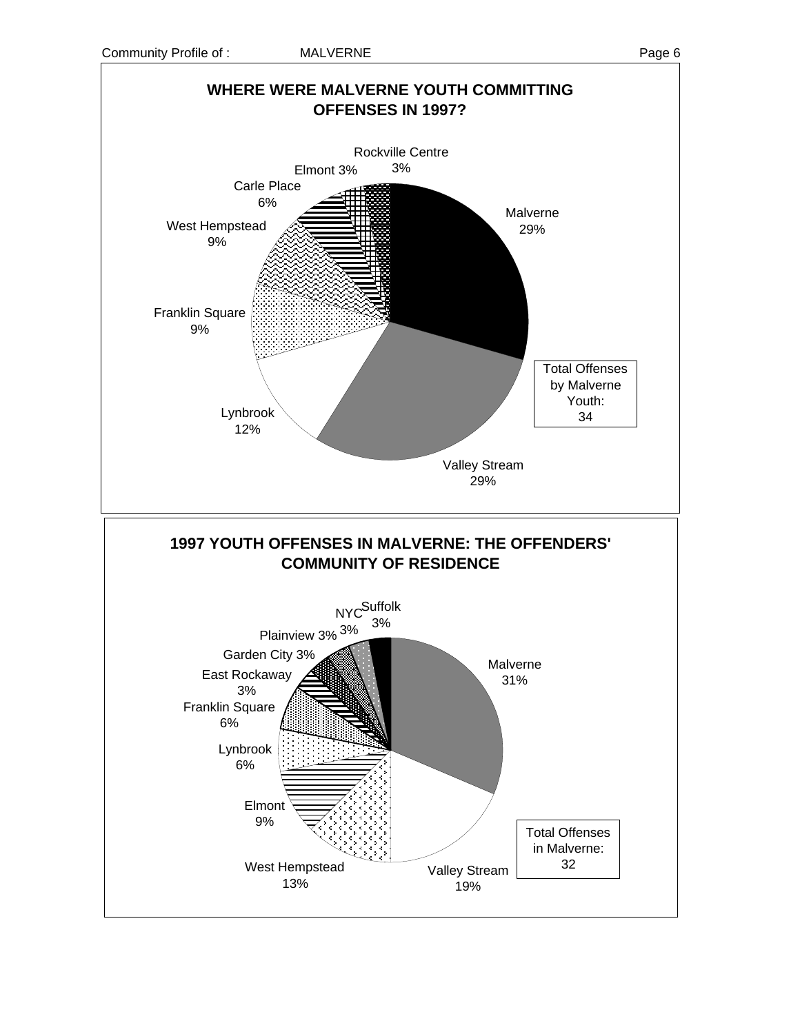## WHERE WERE MALVERNE YOUTH COMMITTING OFFENSES IN 1997?

| Location | Percent |
| --- | --- |
| Malverne | 29% |
| Valley Stream | 29% |
| Lynbrook | 12% |
| Franklin Square | 9% |
| West Hempstead | 9% |
| Carle Place | 6% |
| Elmont | 3% |
| Rockville Centre | 3% |

Total Offenses by Malverne Youth: 34

## 1997 YOUTH OFFENSES IN MALVERNE: THE OFFENDERS' COMMUNITY OF RESIDENCE

| Community of Residence | Percent |
| --- | --- |
| Malverne | 31% |
| Valley Stream | 19% |
| West Hempstead | 13% |
| Elmont | 9% |
| Lynbrook | 6% |
| Franklin Square | 6% |
| East Rockaway | 3% |
| Garden City | 3% |
| Plainview | 3% |
| NYC | 3% |
| Suffolk | 3% |

Total Offenses in Malverne: 32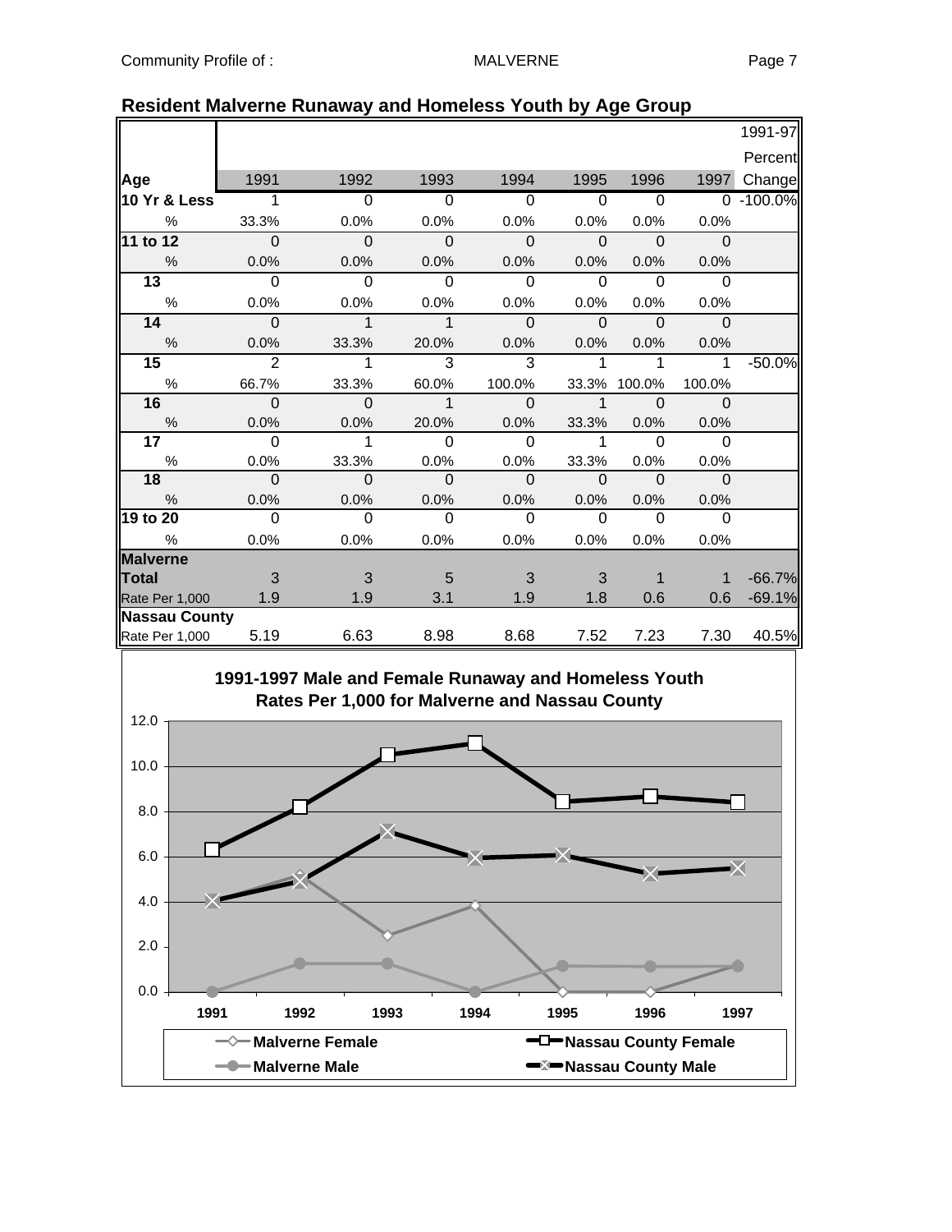## Resident Malverne Runaway and Homeless Youth by Age Group

| Age | 1991 | 1992 | 1993 | 1994 | 1995 | 1996 | 1997 | 1991-97 Percent Change |
|---|---|---|---|---|---|---|---|---|
| **10 Yr & Less** | 1 | 0 | 0 | 0 | 0 | 0 | 0 | -100.0% |
| % | 33.3% | 0.0% | 0.0% | 0.0% | 0.0% | 0.0% | 0.0% | |
| **11 to 12** | 0 | 0 | 0 | 0 | 0 | 0 | 0 | |
| % | 0.0% | 0.0% | 0.0% | 0.0% | 0.0% | 0.0% | 0.0% | |
| **13** | 0 | 0 | 0 | 0 | 0 | 0 | 0 | |
| % | 0.0% | 0.0% | 0.0% | 0.0% | 0.0% | 0.0% | 0.0% | |
| **14** | 0 | 1 | 1 | 0 | 0 | 0 | 0 | |
| % | 0.0% | 33.3% | 20.0% | 0.0% | 0.0% | 0.0% | 0.0% | |
| **15** | 2 | 1 | 3 | 3 | 1 | 1 | 1 | -50.0% |
| % | 66.7% | 33.3% | 60.0% | 100.0% | 33.3% | 100.0% | 100.0% | |
| **16** | 0 | 0 | 1 | 0 | 1 | 0 | 0 | |
| % | 0.0% | 0.0% | 20.0% | 0.0% | 33.3% | 0.0% | 0.0% | |
| **17** | 0 | 1 | 0 | 0 | 1 | 0 | 0 | |
| % | 0.0% | 33.3% | 0.0% | 0.0% | 33.3% | 0.0% | 0.0% | |
| **18** | 0 | 0 | 0 | 0 | 0 | 0 | 0 | |
| % | 0.0% | 0.0% | 0.0% | 0.0% | 0.0% | 0.0% | 0.0% | |
| **19 to 20** | 0 | 0 | 0 | 0 | 0 | 0 | 0 | |
| % | 0.0% | 0.0% | 0.0% | 0.0% | 0.0% | 0.0% | 0.0% | |
| **Malverne Total** | 3 | 3 | 5 | 3 | 3 | 1 | 1 | -66.7% |
| Rate Per 1,000 | 1.9 | 1.9 | 3.1 | 1.9 | 1.8 | 0.6 | 0.6 | -69.1% |
| **Nassau County** Rate Per 1,000 | 5.19 | 6.63 | 8.98 | 8.68 | 7.52 | 7.23 | 7.30 | 40.5% |

### 1991-1997 Male and Female Runaway and Homeless Youth Rates Per 1,000 for Malverne and Nassau County

Legend: Malverne Female, Malverne Male, Nassau County Female, Nassau County Male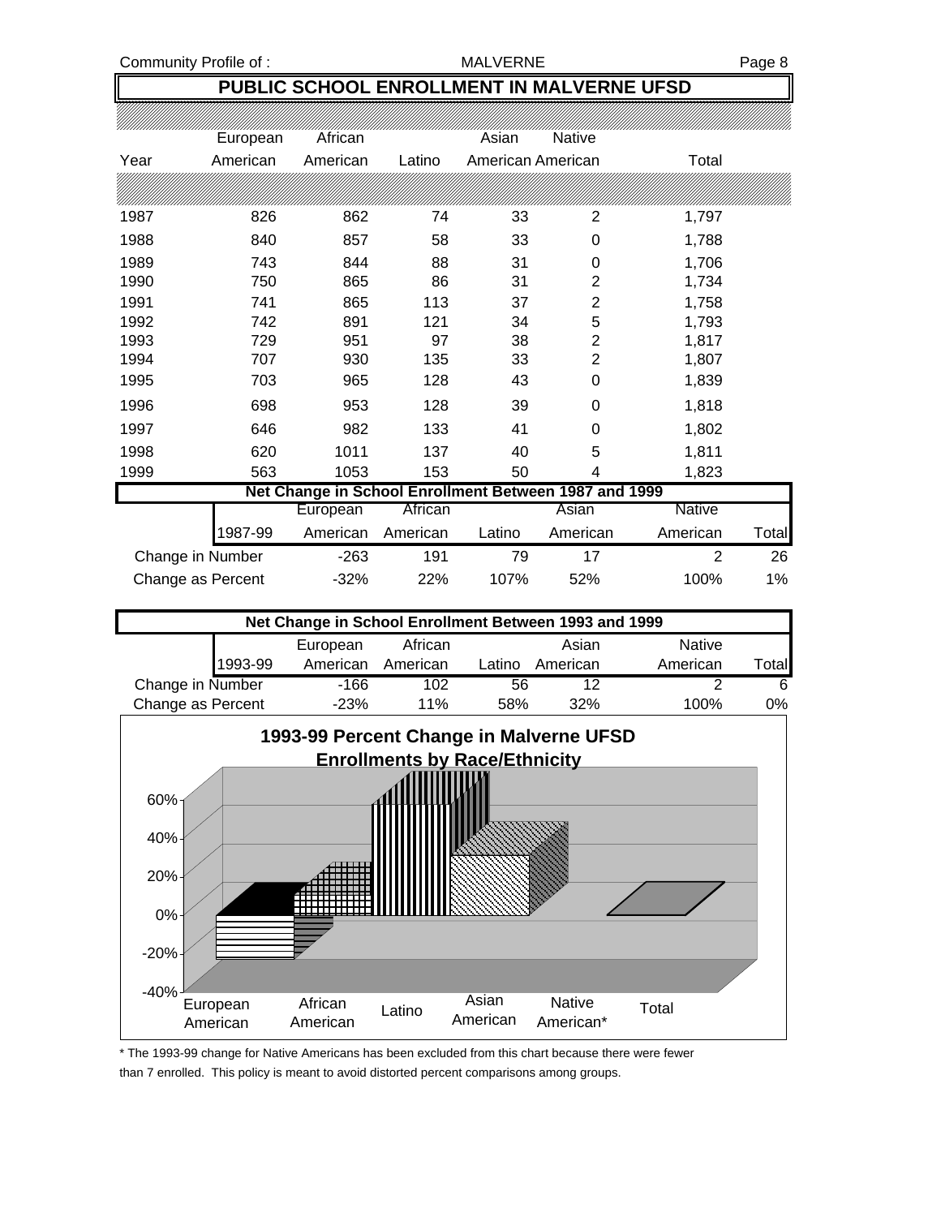# PUBLIC SCHOOL ENROLLMENT IN MALVERNE UFSD

| Year | European American | African American | Latino | Asian American | Native American | Total |
|---|---|---|---|---|---|---|
| 1987 | 826 | 862 | 74 | 33 | 2 | 1,797 |
| 1988 | 840 | 857 | 58 | 33 | 0 | 1,788 |
| 1989 | 743 | 844 | 88 | 31 | 0 | 1,706 |
| 1990 | 750 | 865 | 86 | 31 | 2 | 1,734 |
| 1991 | 741 | 865 | 113 | 37 | 2 | 1,758 |
| 1992 | 742 | 891 | 121 | 34 | 5 | 1,793 |
| 1993 | 729 | 951 | 97 | 38 | 2 | 1,817 |
| 1994 | 707 | 930 | 135 | 33 | 2 | 1,807 |
| 1995 | 703 | 965 | 128 | 43 | 0 | 1,839 |
| 1996 | 698 | 953 | 128 | 39 | 0 | 1,818 |
| 1997 | 646 | 982 | 133 | 41 | 0 | 1,802 |
| 1998 | 620 | 1011 | 137 | 40 | 5 | 1,811 |
| 1999 | 563 | 1053 | 153 | 50 | 4 | 1,823 |

**Net Change in School Enrollment Between 1987 and 1999**

| 1987-99 | European American | African American | Latino | Asian American | Native American | Total |
|---|---|---|---|---|---|---|
| Change in Number | -263 | 191 | 79 | 17 | 2 | 26 |
| Change as Percent | -32% | 22% | 107% | 52% | 100% | 1% |

**Net Change in School Enrollment Between 1993 and 1999**

| 1993-99 | European American | African American | Latino | Asian American | Native American | Total |
|---|---|---|---|---|---|---|
| Change in Number | -166 | 102 | 56 | 12 | 2 | 6 |
| Change as Percent | -23% | 11% | 58% | 32% | 100% | 0% |

**1993-99 Percent Change in Malverne UFSD Enrollments by Race/Ethnicity**

\* The 1993-99 change for Native Americans has been excluded from this chart because there were fewer than 7 enrolled. This policy is meant to avoid distorted percent comparisons among groups.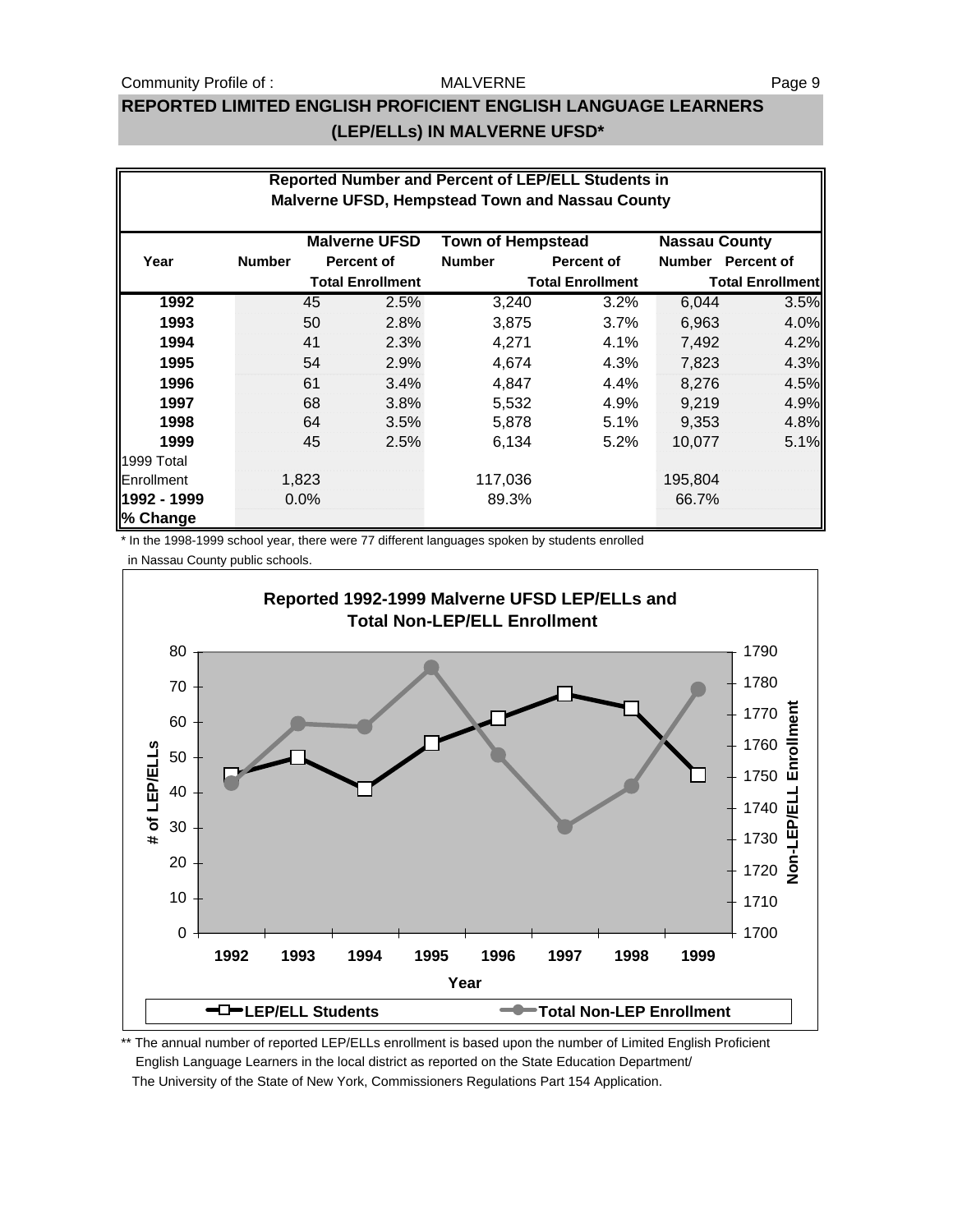## REPORTED LIMITED ENGLISH PROFICIENT ENGLISH LANGUAGE LEARNERS (LEP/ELLs) IN MALVERNE UFSD*

**Reported Number and Percent of LEP/ELL Students in Malverne UFSD, Hempstead Town and Nassau County**

| Year | Malverne UFSD | | Town of Hempstead | | Nassau County | |
|---|---|---|---|---|---|---|
| | Number | Percent of Total Enrollment | Number | Percent of Total Enrollment | Number | Percent of Total Enrollment |
| **1992** | 45 | 2.5% | 3,240 | 3.2% | 6,044 | 3.5% |
| **1993** | 50 | 2.8% | 3,875 | 3.7% | 6,963 | 4.0% |
| **1994** | 41 | 2.3% | 4,271 | 4.1% | 7,492 | 4.2% |
| **1995** | 54 | 2.9% | 4,674 | 4.3% | 7,823 | 4.3% |
| **1996** | 61 | 3.4% | 4,847 | 4.4% | 8,276 | 4.5% |
| **1997** | 68 | 3.8% | 5,532 | 4.9% | 9,219 | 4.9% |
| **1998** | 64 | 3.5% | 5,878 | 5.1% | 9,353 | 4.8% |
| **1999** | 45 | 2.5% | 6,134 | 5.2% | 10,077 | 5.1% |
| 1999 Total Enrollment | 1,823 | | 117,036 | | 195,804 | |
| **1992 - 1999 % Change** | 0.0% | | 89.3% | | 66.7% | |

\* In the 1998-1999 school year, there were 77 different languages spoken by students enrolled in Nassau County public schools.

**Reported 1992-1999 Malverne UFSD LEP/ELLs and Total Non-LEP/ELL Enrollment**

| Year | LEP/ELL Students | Total Non-LEP Enrollment |
|---|---|---|
| 1992 | 45 | ~1748 |
| 1993 | 50 | ~1767 |
| 1994 | 41 | ~1766 |
| 1995 | 54 | ~1785 |
| 1996 | 61 | ~1757 |
| 1997 | 68 | ~1734 |
| 1998 | 64 | ~1747 |
| 1999 | 45 | ~1778 |

\*\* The annual number of reported LEP/ELLs enrollment is based upon the number of Limited English Proficient English Language Learners in the local district as reported on the State Education Department/ The University of the State of New York, Commissioners Regulations Part 154 Application.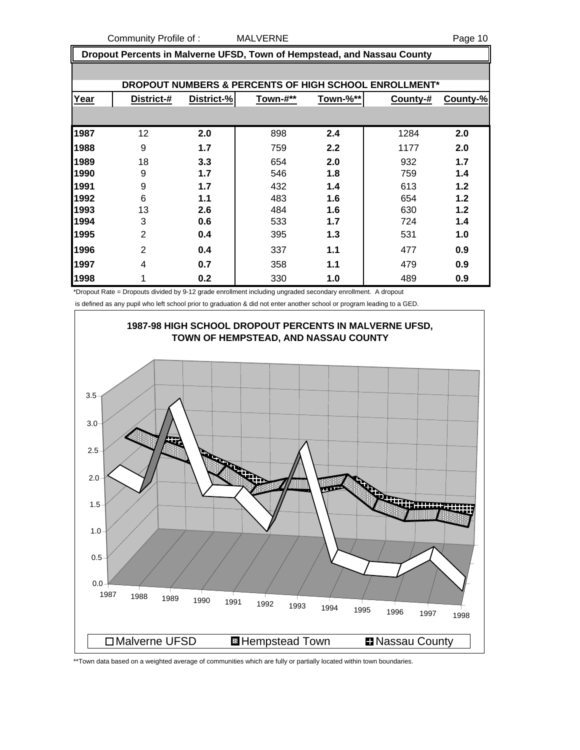## Dropout Percents in Malverne UFSD, Town of Hempstead, and Nassau County

### DROPOUT NUMBERS & PERCENTS OF HIGH SCHOOL ENROLLMENT*

| Year | District-# | District-% | Town-#** | Town-%** | County-# | County-% |
|---|---|---|---|---|---|---|
| 1987 | 12 | **2.0** | 898 | **2.4** | 1284 | **2.0** |
| 1988 | 9 | **1.7** | 759 | **2.2** | 1177 | **2.0** |
| 1989 | 18 | **3.3** | 654 | **2.0** | 932 | **1.7** |
| 1990 | 9 | **1.7** | 546 | **1.8** | 759 | **1.4** |
| 1991 | 9 | **1.7** | 432 | **1.4** | 613 | **1.2** |
| 1992 | 6 | **1.1** | 483 | **1.6** | 654 | **1.2** |
| 1993 | 13 | **2.6** | 484 | **1.6** | 630 | **1.2** |
| 1994 | 3 | **0.6** | 533 | **1.7** | 724 | **1.4** |
| 1995 | 2 | **0.4** | 395 | **1.3** | 531 | **1.0** |
| 1996 | 2 | **0.4** | 337 | **1.1** | 477 | **0.9** |
| 1997 | 4 | **0.7** | 358 | **1.1** | 479 | **0.9** |
| 1998 | 1 | **0.2** | 330 | **1.0** | 489 | **0.9** |

*Dropout Rate = Dropouts divided by 9-12 grade enrollment including ungraded secondary enrollment. A dropout is defined as any pupil who left school prior to graduation & did not enter another school or program leading to a GED.

**1987-98 HIGH SCHOOL DROPOUT PERCENTS IN MALVERNE UFSD, TOWN OF HEMPSTEAD, AND NASSAU COUNTY**

□ Malverne UFSD ▦ Hempstead Town ⊞ Nassau County

**Town data based on a weighted average of communities which are fully or partially located within town boundaries.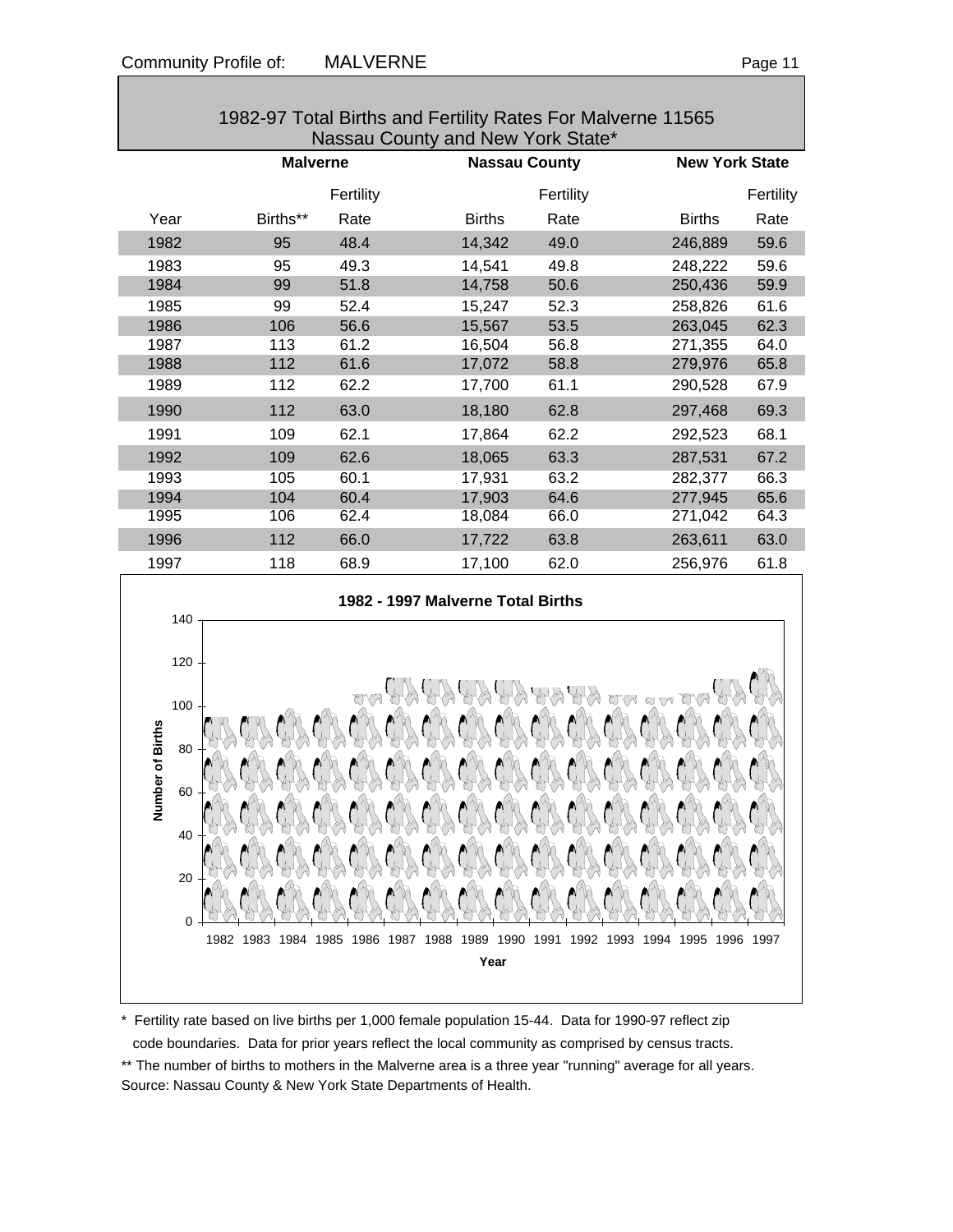Community Profile of: MALVERNE

## 1982-97 Total Births and Fertility Rates For Malverne 11565 Nassau County and New York State*

| | Malverne | | Nassau County | | New York State | |
|---|---|---|---|---|---|---|
| Year | Births** | Fertility Rate | Births | Fertility Rate | Births | Fertility Rate |
| 1982 | 95 | 48.4 | 14,342 | 49.0 | 246,889 | 59.6 |
| 1983 | 95 | 49.3 | 14,541 | 49.8 | 248,222 | 59.6 |
| 1984 | 99 | 51.8 | 14,758 | 50.6 | 250,436 | 59.9 |
| 1985 | 99 | 52.4 | 15,247 | 52.3 | 258,826 | 61.6 |
| 1986 | 106 | 56.6 | 15,567 | 53.5 | 263,045 | 62.3 |
| 1987 | 113 | 61.2 | 16,504 | 56.8 | 271,355 | 64.0 |
| 1988 | 112 | 61.6 | 17,072 | 58.8 | 279,976 | 65.8 |
| 1989 | 112 | 62.2 | 17,700 | 61.1 | 290,528 | 67.9 |
| 1990 | 112 | 63.0 | 18,180 | 62.8 | 297,468 | 69.3 |
| 1991 | 109 | 62.1 | 17,864 | 62.2 | 292,523 | 68.1 |
| 1992 | 109 | 62.6 | 18,065 | 63.3 | 287,531 | 67.2 |
| 1993 | 105 | 60.1 | 17,931 | 63.2 | 282,377 | 66.3 |
| 1994 | 104 | 60.4 | 17,903 | 64.6 | 277,945 | 65.6 |
| 1995 | 106 | 62.4 | 18,084 | 66.0 | 271,042 | 64.3 |
| 1996 | 112 | 66.0 | 17,722 | 63.8 | 263,611 | 63.0 |
| 1997 | 118 | 68.9 | 17,100 | 62.0 | 256,976 | 61.8 |

**1982 - 1997 Malverne Total Births**

| Year | Number of Births |
|---|---|
| 1982 | 95 |
| 1983 | 95 |
| 1984 | 99 |
| 1985 | 99 |
| 1986 | 106 |
| 1987 | 113 |
| 1988 | 112 |
| 1989 | 112 |
| 1990 | 112 |
| 1991 | 109 |
| 1992 | 109 |
| 1993 | 105 |
| 1994 | 104 |
| 1995 | 106 |
| 1996 | 112 |
| 1997 | 118 |

\* Fertility rate based on live births per 1,000 female population 15-44. Data for 1990-97 reflect zip code boundaries. Data for prior years reflect the local community as comprised by census tracts.

\** The number of births to mothers in the Malverne area is a three year "running" average for all years.

Source: Nassau County & New York State Departments of Health.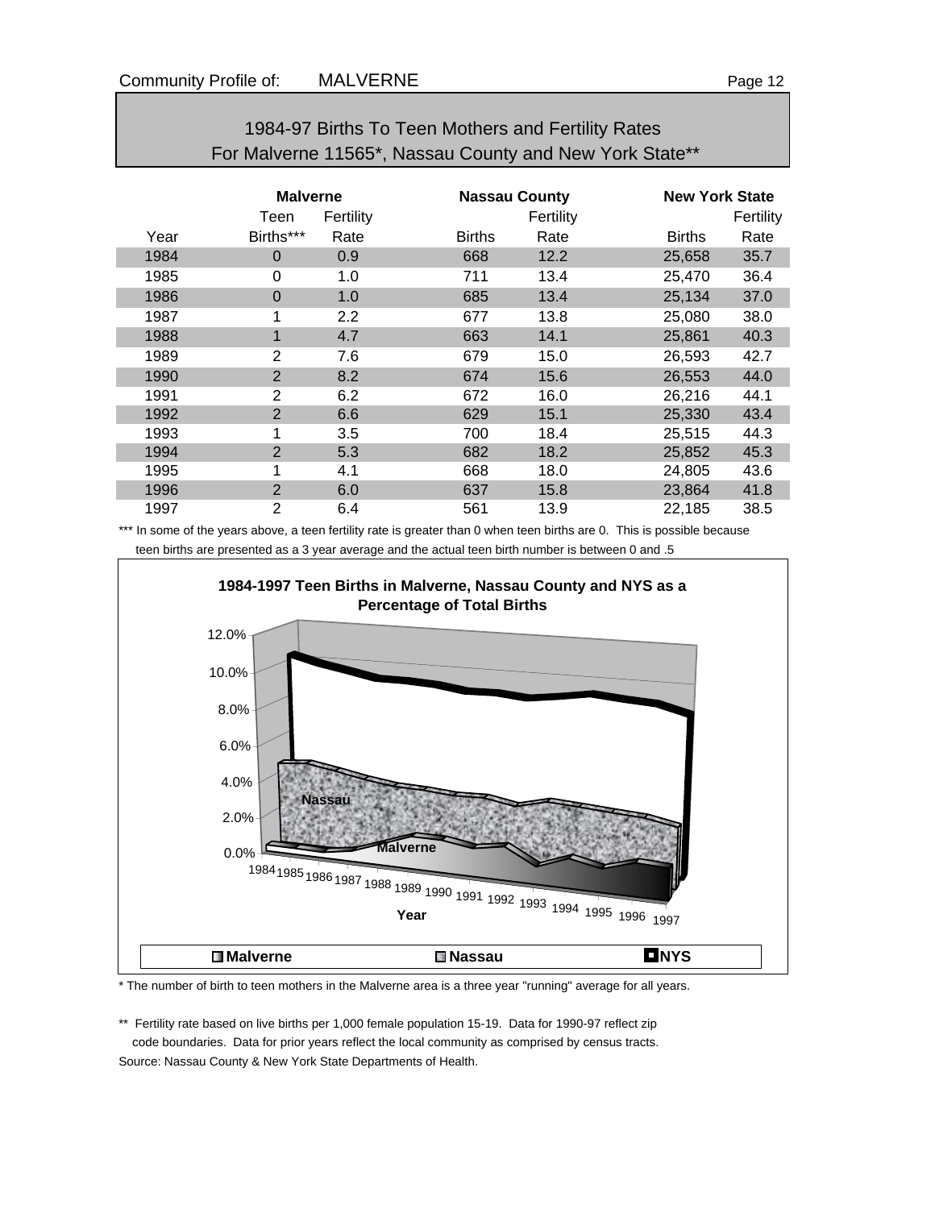Community Profile of: MALVERNE

## 1984-97 Births To Teen Mothers and Fertility Rates For Malverne 11565*, Nassau County and New York State**

| | Malverne | | Nassau County | | New York State | |
|---|---|---|---|---|---|---|
| | Teen | Fertility | | Fertility | | Fertility |
| Year | Births*** | Rate | Births | Rate | Births | Rate |
| 1984 | 0 | 0.9 | 668 | 12.2 | 25,658 | 35.7 |
| 1985 | 0 | 1.0 | 711 | 13.4 | 25,470 | 36.4 |
| 1986 | 0 | 1.0 | 685 | 13.4 | 25,134 | 37.0 |
| 1987 | 1 | 2.2 | 677 | 13.8 | 25,080 | 38.0 |
| 1988 | 1 | 4.7 | 663 | 14.1 | 25,861 | 40.3 |
| 1989 | 2 | 7.6 | 679 | 15.0 | 26,593 | 42.7 |
| 1990 | 2 | 8.2 | 674 | 15.6 | 26,553 | 44.0 |
| 1991 | 2 | 6.2 | 672 | 16.0 | 26,216 | 44.1 |
| 1992 | 2 | 6.6 | 629 | 15.1 | 25,330 | 43.4 |
| 1993 | 1 | 3.5 | 700 | 18.4 | 25,515 | 44.3 |
| 1994 | 2 | 5.3 | 682 | 18.2 | 25,852 | 45.3 |
| 1995 | 1 | 4.1 | 668 | 18.0 | 24,805 | 43.6 |
| 1996 | 2 | 6.0 | 637 | 15.8 | 23,864 | 41.8 |
| 1997 | 2 | 6.4 | 561 | 13.9 | 22,185 | 38.5 |

*** In some of the years above, a teen fertility rate is greater than 0 when teen births are 0. This is possible because teen births are presented as a 3 year average and the actual teen birth number is between 0 and .5

**1984-1997 Teen Births in Malverne, Nassau County and NYS as a Percentage of Total Births**

* The number of birth to teen mothers in the Malverne area is a three year "running" average for all years.

** Fertility rate based on live births per 1,000 female population 15-19. Data for 1990-97 reflect zip code boundaries. Data for prior years reflect the local community as comprised by census tracts.

Source: Nassau County & New York State Departments of Health.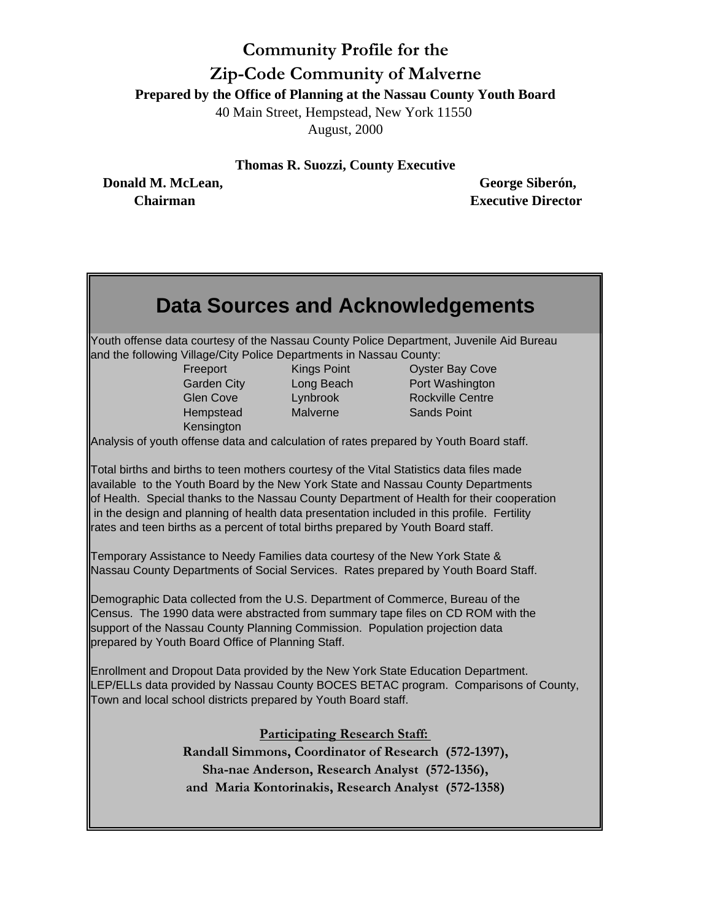# Community Profile for the

# Zip-Code Community of Malverne

**Prepared by the Office of Planning at the Nassau County Youth Board**

40 Main Street, Hempstead, New York 11550

August, 2000

**Thomas R. Suozzi, County Executive**

**Donald M. McLean, Chairman**

**George Siberón, Executive Director**

## Data Sources and Acknowledgements

Youth offense data courtesy of the Nassau County Police Department, Juvenile Aid Bureau and the following Village/City Police Departments in Nassau County:

| | | |
|---|---|---|
| Freeport | Kings Point | Oyster Bay Cove |
| Garden City | Long Beach | Port Washington |
| Glen Cove | Lynbrook | Rockville Centre |
| Hempstead | Malverne | Sands Point |
| Kensington | | |

Analysis of youth offense data and calculation of rates prepared by Youth Board staff.

Total births and births to teen mothers courtesy of the Vital Statistics data files made available to the Youth Board by the New York State and Nassau County Departments of Health. Special thanks to the Nassau County Department of Health for their cooperation in the design and planning of health data presentation included in this profile. Fertility rates and teen births as a percent of total births prepared by Youth Board staff.

Temporary Assistance to Needy Families data courtesy of the New York State & Nassau County Departments of Social Services. Rates prepared by Youth Board Staff.

Demographic Data collected from the U.S. Department of Commerce, Bureau of the Census. The 1990 data were abstracted from summary tape files on CD ROM with the support of the Nassau County Planning Commission. Population projection data prepared by Youth Board Office of Planning Staff.

Enrollment and Dropout Data provided by the New York State Education Department. LEP/ELLs data provided by Nassau County BOCES BETAC program. Comparisons of County, Town and local school districts prepared by Youth Board staff.

**Participating Research Staff:**

**Randall Simmons, Coordinator of Research (572-1397),**
**Sha-nae Anderson, Research Analyst (572-1356),**
**and Maria Kontorinakis, Research Analyst (572-1358)**